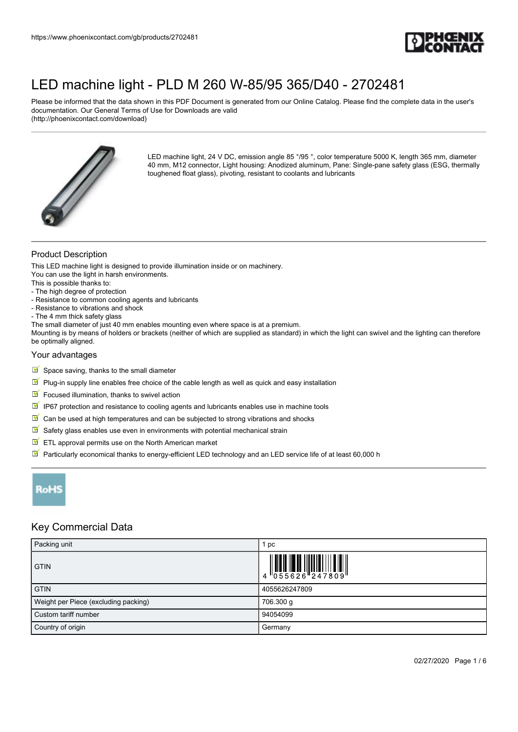# LED machine light - PLD M 260 W-85/95 365/D40 - 2702481

Please be informed that the data shown in this PDF Document is generated from our Online Catalog. Please find the complete data in the user's documentation. Our General Terms of Use for Downloads are valid (http://phoenixcontact.com/download)

LED machine light, 24 V DC, emission angle 85 °/95 °, color temperature 5000 K, length 365 mm, diameter 40 mm, M12 connector, Light housing: Anodized aluminum, Pane: Single-pane safety glass (ESG, thermally toughened float glass), pivoting, resistant to coolants and lubricants

## Product Description

This LED machine light is designed to provide illumination inside or on machinery.
You can use the light in harsh environments.
This is possible thanks to:
- The high degree of protection
- Resistance to common cooling agents and lubricants
- Resistance to vibrations and shock
- The 4 mm thick safety glass

The small diameter of just 40 mm enables mounting even where space is at a premium.
Mounting is by means of holders or brackets (neither of which are supplied as standard) in which the light can swivel and the lighting can therefore be optimally aligned.

## Your advantages

- Space saving, thanks to the small diameter
- Plug-in supply line enables free choice of the cable length as well as quick and easy installation
- Focused illumination, thanks to swivel action
- IP67 protection and resistance to cooling agents and lubricants enables use in machine tools
- Can be used at high temperatures and can be subjected to strong vibrations and shocks
- Safety glass enables use even in environments with potential mechanical strain
- ETL approval permits use on the North American market
- Particularly economical thanks to energy-efficient LED technology and an LED service life of at least 60,000 h

RoHS

## Key Commercial Data

| Packing unit | 1 pc |
|---|---|
| GTIN | 4 055626 247809 |
| GTIN | 4055626247809 |
| Weight per Piece (excluding packing) | 706.300 g |
| Custom tariff number | 94054099 |
| Country of origin | Germany |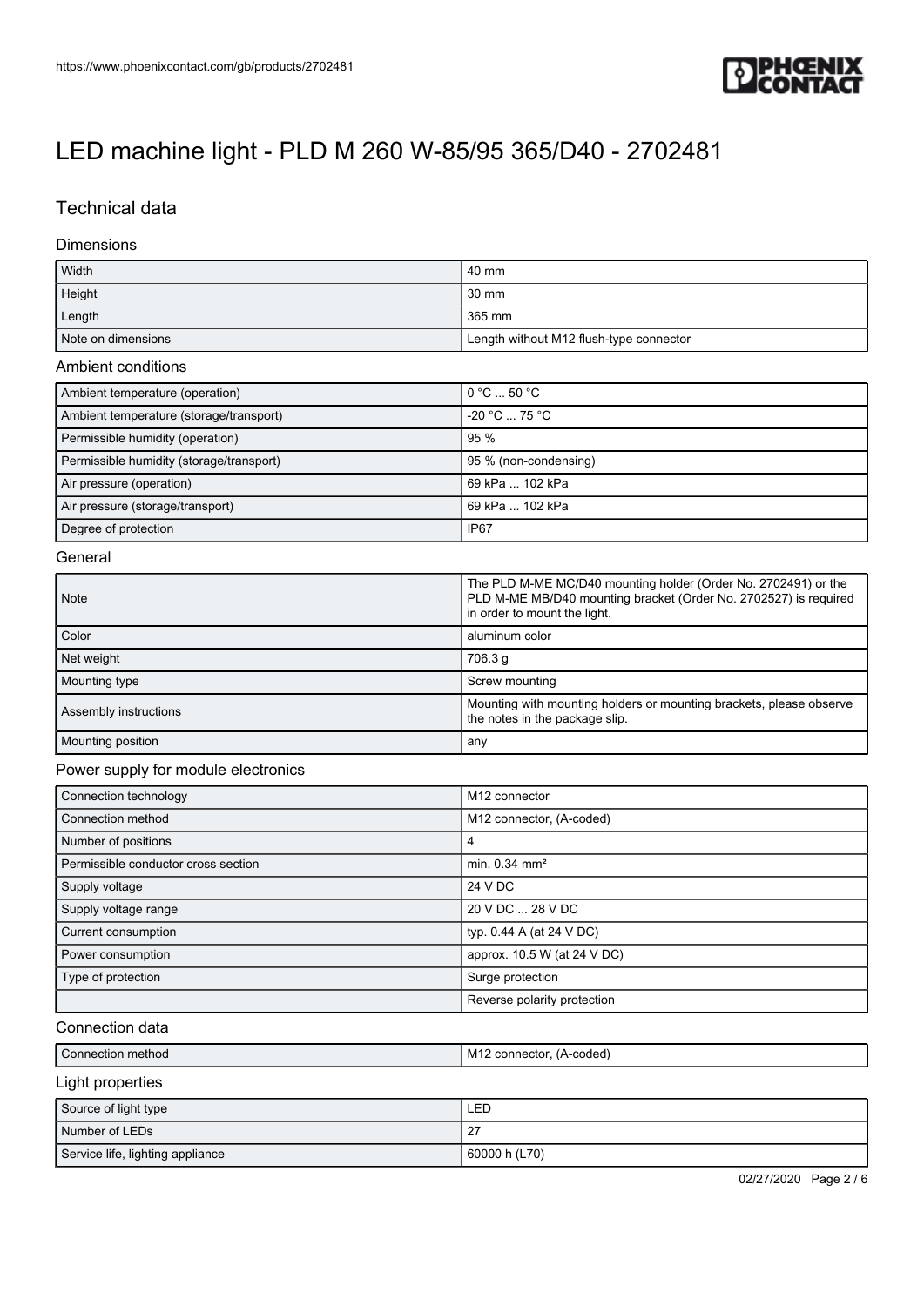# LED machine light - PLD M 260 W-85/95 365/D40 - 2702481

## Technical data

### Dimensions

| | |
|---|---|
| Width | 40 mm |
| Height | 30 mm |
| Length | 365 mm |
| Note on dimensions | Length without M12 flush-type connector |

### Ambient conditions

| | |
|---|---|
| Ambient temperature (operation) | 0 °C ... 50 °C |
| Ambient temperature (storage/transport) | -20 °C ... 75 °C |
| Permissible humidity (operation) | 95 % |
| Permissible humidity (storage/transport) | 95 % (non-condensing) |
| Air pressure (operation) | 69 kPa ... 102 kPa |
| Air pressure (storage/transport) | 69 kPa ... 102 kPa |
| Degree of protection | IP67 |

### General

| | |
|---|---|
| Note | The PLD M-ME MC/D40 mounting holder (Order No. 2702491) or the PLD M-ME MB/D40 mounting bracket (Order No. 2702527) is required in order to mount the light. |
| Color | aluminum color |
| Net weight | 706.3 g |
| Mounting type | Screw mounting |
| Assembly instructions | Mounting with mounting holders or mounting brackets, please observe the notes in the package slip. |
| Mounting position | any |

### Power supply for module electronics

| | |
|---|---|
| Connection technology | M12 connector |
| Connection method | M12 connector, (A-coded) |
| Number of positions | 4 |
| Permissible conductor cross section | min. 0.34 mm² |
| Supply voltage | 24 V DC |
| Supply voltage range | 20 V DC ... 28 V DC |
| Current consumption | typ. 0.44 A (at 24 V DC) |
| Power consumption | approx. 10.5 W (at 24 V DC) |
| Type of protection | Surge protection |
| | Reverse polarity protection |

### Connection data

| | |
|---|---|
| Connection method | M12 connector, (A-coded) |

### Light properties

| | |
|---|---|
| Source of light type | LED |
| Number of LEDs | 27 |
| Service life, lighting appliance | 60000 h (L70) |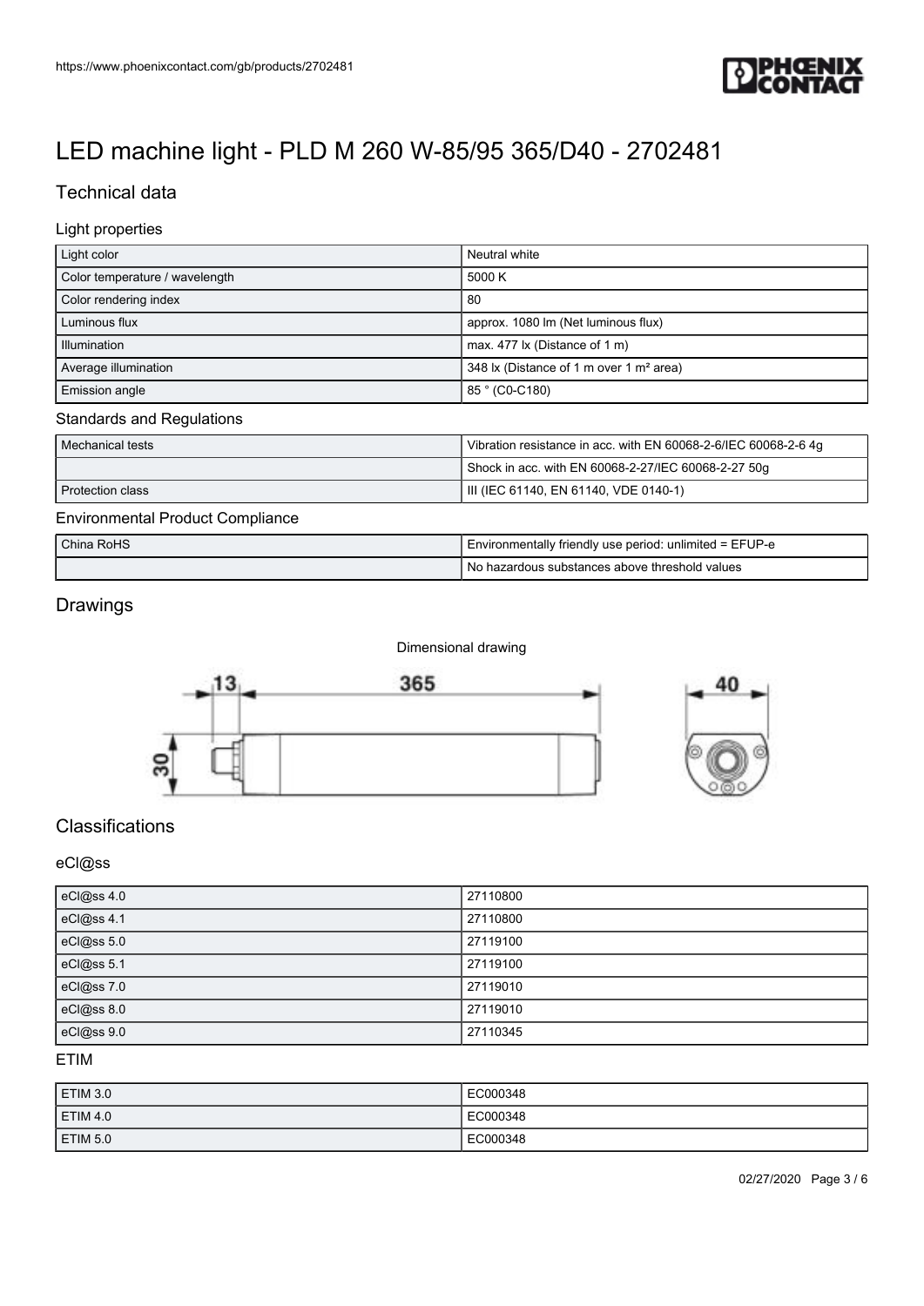# LED machine light - PLD M 260 W-85/95 365/D40 - 2702481

## Technical data

### Light properties

| | |
|---|---|
| Light color | Neutral white |
| Color temperature / wavelength | 5000 K |
| Color rendering index | 80 |
| Luminous flux | approx. 1080 lm (Net luminous flux) |
| Illumination | max. 477 lx (Distance of 1 m) |
| Average illumination | 348 lx (Distance of 1 m over 1 m² area) |
| Emission angle | 85 ° (C0-C180) |

### Standards and Regulations

| | |
|---|---|
| Mechanical tests | Vibration resistance in acc. with EN 60068-2-6/IEC 60068-2-6 4g |
| | Shock in acc. with EN 60068-2-27/IEC 60068-2-27 50g |
| Protection class | III (IEC 61140, EN 61140, VDE 0140-1) |

### Environmental Product Compliance

| | |
|---|---|
| China RoHS | Environmentally friendly use period: unlimited = EFUP-e |
| | No hazardous substances above threshold values |

## Drawings

Dimensional drawing

13 365 40 30

## Classifications

### eCl@ss

| | |
|---|---|
| eCl@ss 4.0 | 27110800 |
| eCl@ss 4.1 | 27110800 |
| eCl@ss 5.0 | 27119100 |
| eCl@ss 5.1 | 27119100 |
| eCl@ss 7.0 | 27119010 |
| eCl@ss 8.0 | 27119010 |
| eCl@ss 9.0 | 27110345 |

### ETIM

| | |
|---|---|
| ETIM 3.0 | EC000348 |
| ETIM 4.0 | EC000348 |
| ETIM 5.0 | EC000348 |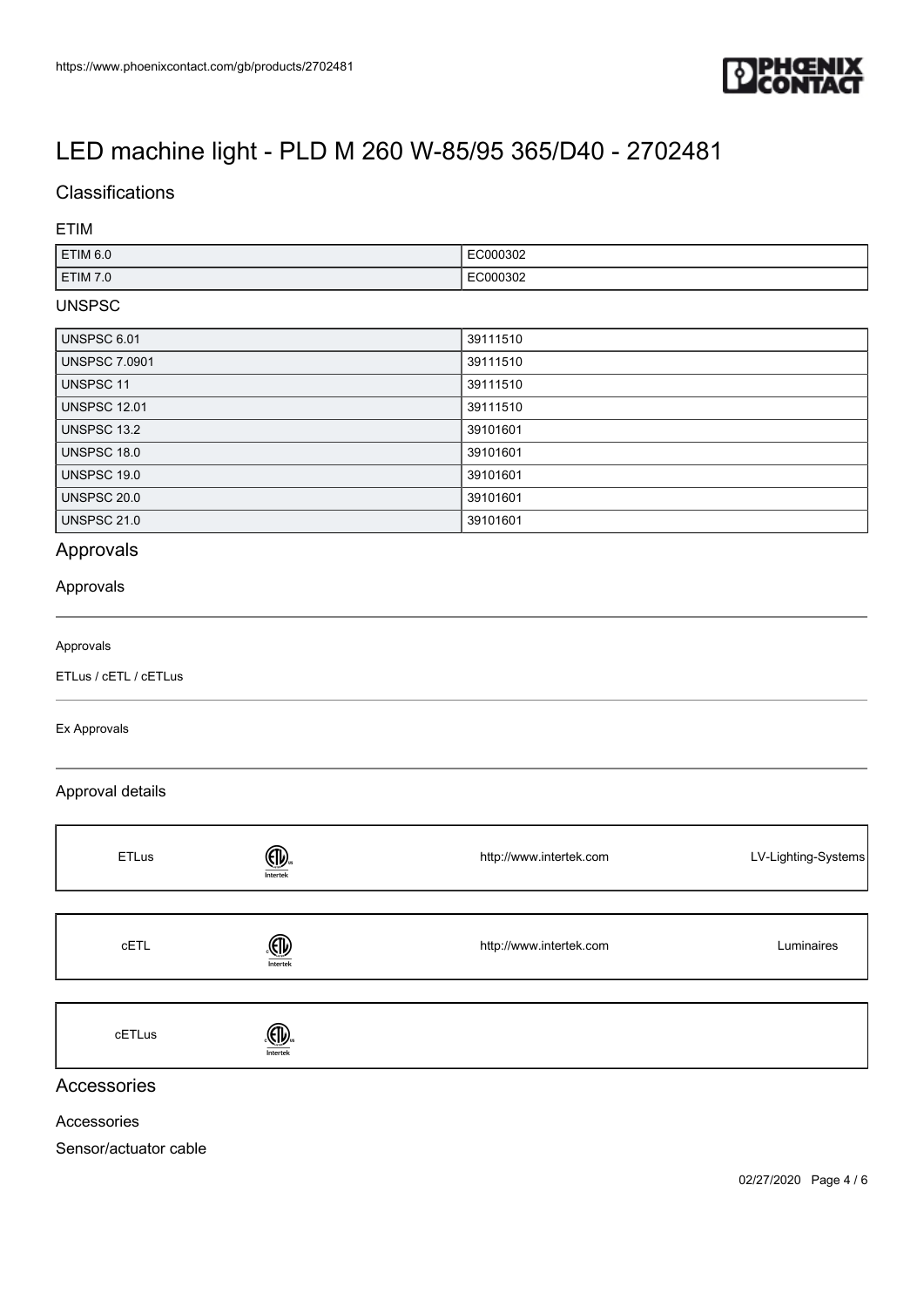# LED machine light - PLD M 260 W-85/95 365/D40 - 2702481

## Classifications

### ETIM

| ETIM 6.0 | EC000302 |
|---|---|
| ETIM 7.0 | EC000302 |

### UNSPSC

| UNSPSC 6.01 | 39111510 |
|---|---|
| UNSPSC 7.0901 | 39111510 |
| UNSPSC 11 | 39111510 |
| UNSPSC 12.01 | 39111510 |
| UNSPSC 13.2 | 39101601 |
| UNSPSC 18.0 | 39101601 |
| UNSPSC 19.0 | 39101601 |
| UNSPSC 20.0 | 39101601 |
| UNSPSC 21.0 | 39101601 |

## Approvals

### Approvals

Approvals

ETLus / cETL / cETLus

Ex Approvals

### Approval details

| ETLus | | http://www.intertek.com | LV-Lighting-Systems |
|---|---|---|---|

| cETL | | http://www.intertek.com | Luminaires |
|---|---|---|---|

| cETLus | | | |
|---|---|---|---|

## Accessories

Accessories

Sensor/actuator cable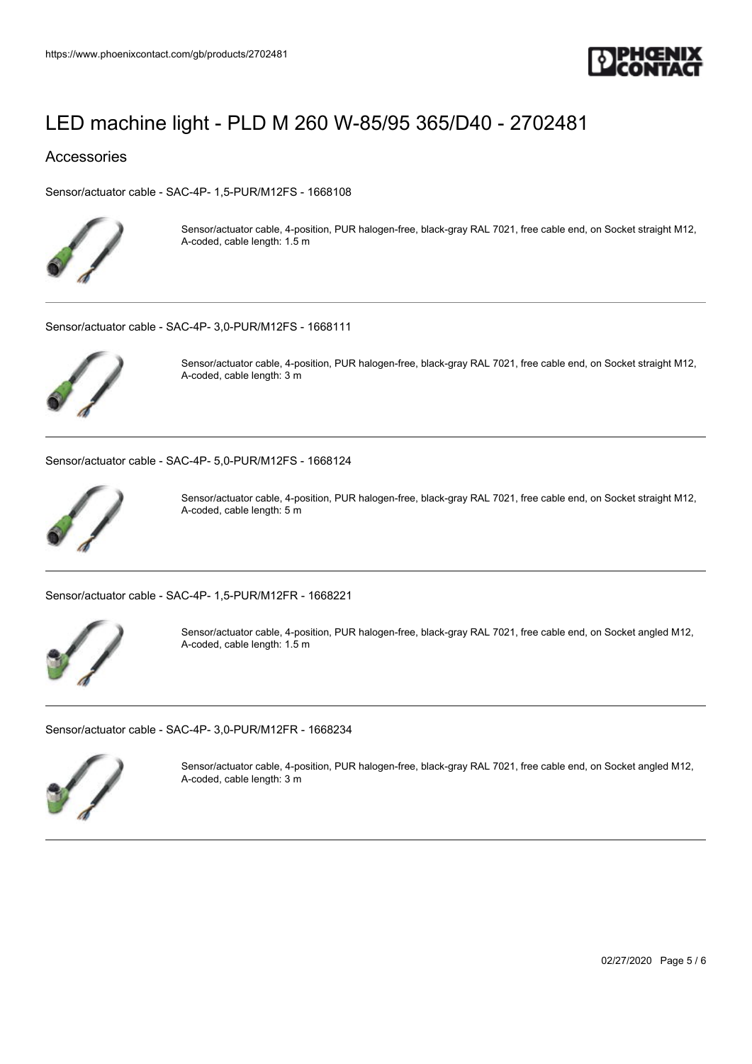# LED machine light - PLD M 260 W-85/95 365/D40 - 2702481

## Accessories

Sensor/actuator cable - SAC-4P- 1,5-PUR/M12FS - 1668108

Sensor/actuator cable, 4-position, PUR halogen-free, black-gray RAL 7021, free cable end, on Socket straight M12, A-coded, cable length: 1.5 m

---

Sensor/actuator cable - SAC-4P- 3,0-PUR/M12FS - 1668111

Sensor/actuator cable, 4-position, PUR halogen-free, black-gray RAL 7021, free cable end, on Socket straight M12, A-coded, cable length: 3 m

---

Sensor/actuator cable - SAC-4P- 5,0-PUR/M12FS - 1668124

Sensor/actuator cable, 4-position, PUR halogen-free, black-gray RAL 7021, free cable end, on Socket straight M12, A-coded, cable length: 5 m

---

Sensor/actuator cable - SAC-4P- 1,5-PUR/M12FR - 1668221

Sensor/actuator cable, 4-position, PUR halogen-free, black-gray RAL 7021, free cable end, on Socket angled M12, A-coded, cable length: 1.5 m

---

Sensor/actuator cable - SAC-4P- 3,0-PUR/M12FR - 1668234

Sensor/actuator cable, 4-position, PUR halogen-free, black-gray RAL 7021, free cable end, on Socket angled M12, A-coded, cable length: 3 m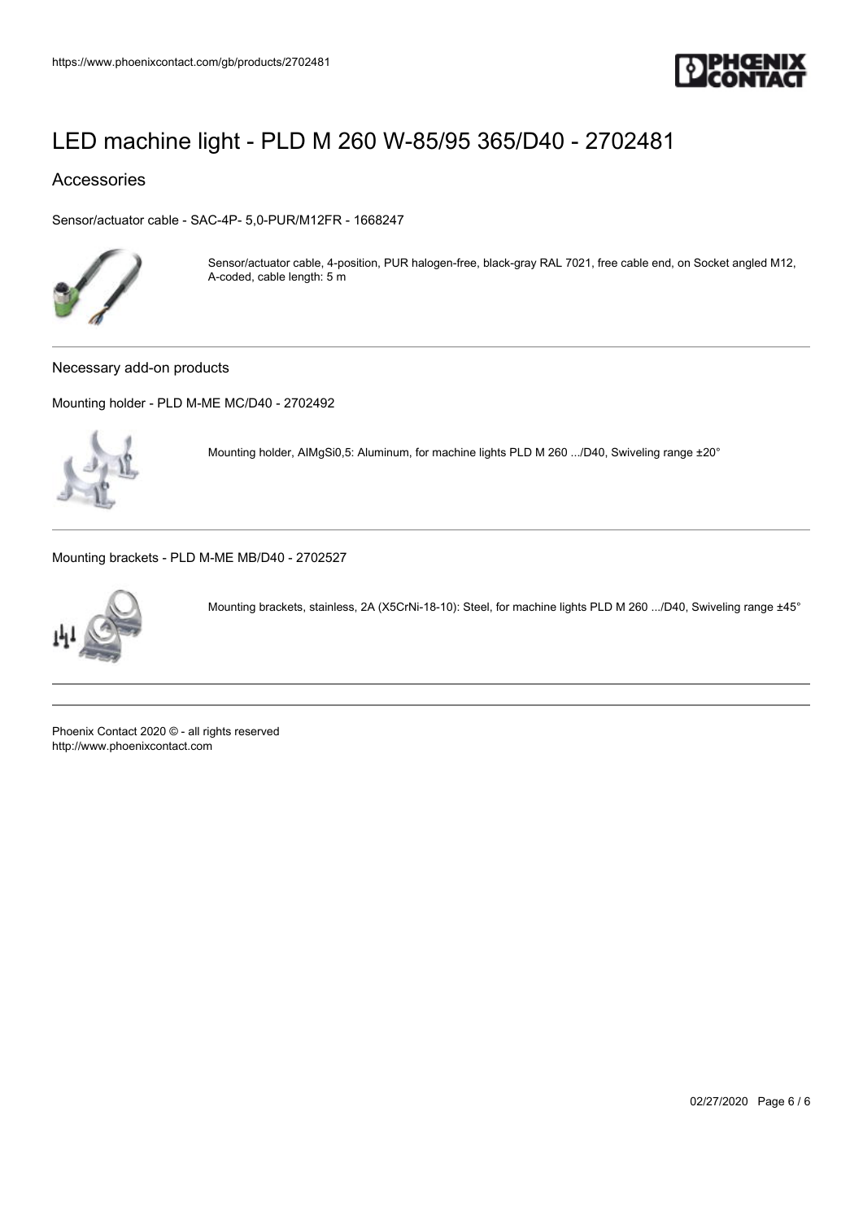# LED machine light - PLD M 260 W-85/95 365/D40 - 2702481

## Accessories

Sensor/actuator cable - SAC-4P- 5,0-PUR/M12FR - 1668247

Sensor/actuator cable, 4-position, PUR halogen-free, black-gray RAL 7021, free cable end, on Socket angled M12, A-coded, cable length: 5 m

---

### Necessary add-on products

Mounting holder - PLD M-ME MC/D40 - 2702492

Mounting holder, AlMgSi0,5: Aluminum, for machine lights PLD M 260 .../D40, Swiveling range ±20°

---

Mounting brackets - PLD M-ME MB/D40 - 2702527

Mounting brackets, stainless, 2A (X5CrNi-18-10): Steel, for machine lights PLD M 260 .../D40, Swiveling range ±45°

---

Phoenix Contact 2020 © - all rights reserved
http://www.phoenixcontact.com